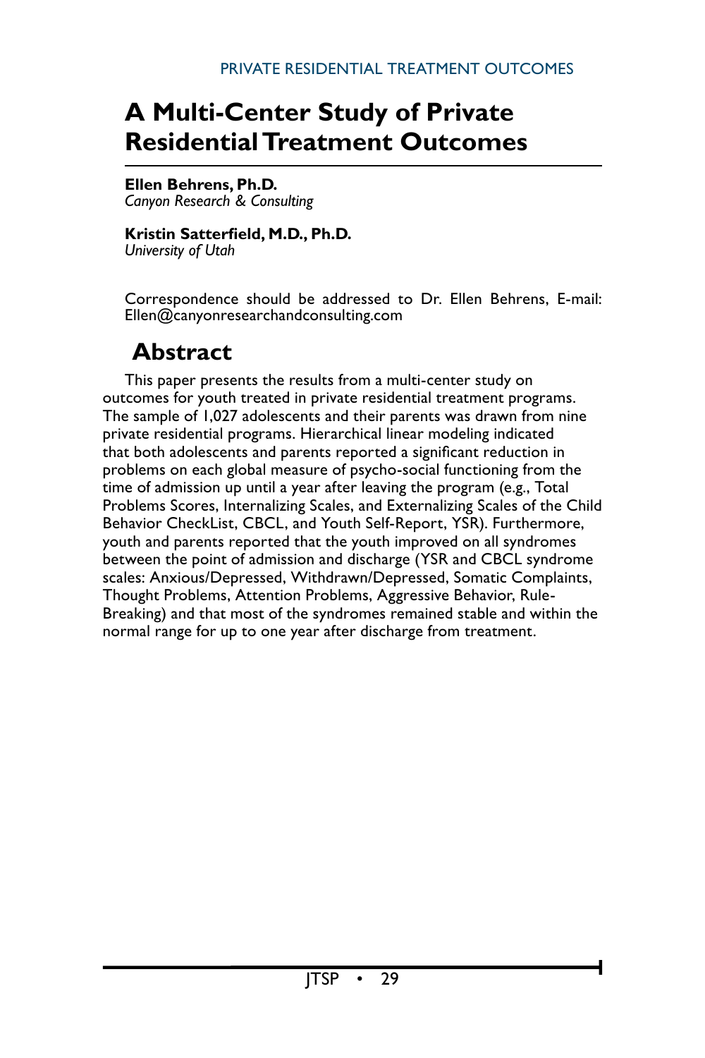# A Multi-Center Study of Private Residential Treatment Outcomes

**Ellen Behrens, Ph.D.**
*Canyon Research & Consulting*

**Kristin Satterfield, M.D., Ph.D.**
*University of Utah*

Correspondence should be addressed to Dr. Ellen Behrens, E-mail: Ellen@canyonresearchandconsulting.com

## Abstract

This paper presents the results from a multi-center study on outcomes for youth treated in private residential treatment programs. The sample of 1,027 adolescents and their parents was drawn from nine private residential programs. Hierarchical linear modeling indicated that both adolescents and parents reported a significant reduction in problems on each global measure of psycho-social functioning from the time of admission up until a year after leaving the program (e.g., Total Problems Scores, Internalizing Scales, and Externalizing Scales of the Child Behavior CheckList, CBCL, and Youth Self-Report, YSR). Furthermore, youth and parents reported that the youth improved on all syndromes between the point of admission and discharge (YSR and CBCL syndrome scales: Anxious/Depressed, Withdrawn/Depressed, Somatic Complaints, Thought Problems, Attention Problems, Aggressive Behavior, Rule-Breaking) and that most of the syndromes remained stable and within the normal range for up to one year after discharge from treatment.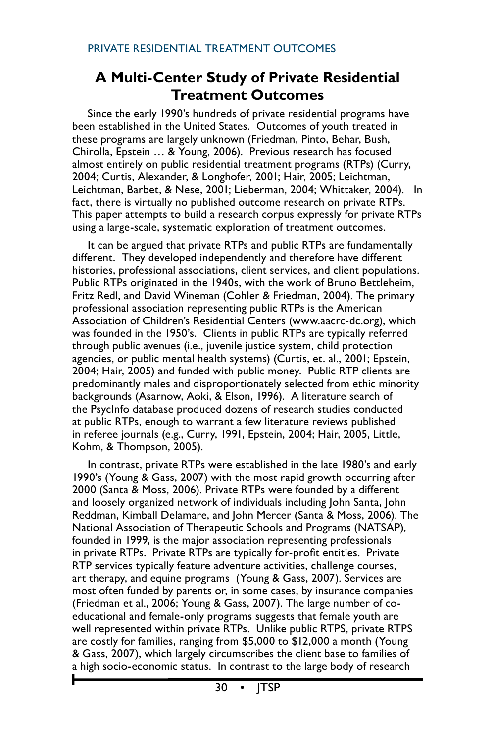## A Multi-Center Study of Private Residential Treatment Outcomes

Since the early 1990's hundreds of private residential programs have been established in the United States. Outcomes of youth treated in these programs are largely unknown (Friedman, Pinto, Behar, Bush, Chirolla, Epstein … & Young, 2006). Previous research has focused almost entirely on public residential treatment programs (RTPs) (Curry, 2004; Curtis, Alexander, & Longhofer, 2001; Hair, 2005; Leichtman, Leichtman, Barbet, & Nese, 2001; Lieberman, 2004; Whittaker, 2004). In fact, there is virtually no published outcome research on private RTPs. This paper attempts to build a research corpus expressly for private RTPs using a large-scale, systematic exploration of treatment outcomes.

It can be argued that private RTPs and public RTPs are fundamentally different. They developed independently and therefore have different histories, professional associations, client services, and client populations. Public RTPs originated in the 1940s, with the work of Bruno Bettleheim, Fritz Redl, and David Wineman (Cohler & Friedman, 2004). The primary professional association representing public RTPs is the American Association of Children's Residential Centers (www.aacrc-dc.org), which was founded in the 1950's. Clients in public RTPs are typically referred through public avenues (i.e., juvenile justice system, child protection agencies, or public mental health systems) (Curtis, et. al., 2001; Epstein, 2004; Hair, 2005) and funded with public money. Public RTP clients are predominantly males and disproportionately selected from ethic minority backgrounds (Asarnow, Aoki, & Elson, 1996). A literature search of the PsycInfo database produced dozens of research studies conducted at public RTPs, enough to warrant a few literature reviews published in referee journals (e.g., Curry, 1991, Epstein, 2004; Hair, 2005, Little, Kohm, & Thompson, 2005).

In contrast, private RTPs were established in the late 1980's and early 1990's (Young & Gass, 2007) with the most rapid growth occurring after 2000 (Santa & Moss, 2006). Private RTPs were founded by a different and loosely organized network of individuals including John Santa, John Reddman, Kimball Delamare, and John Mercer (Santa & Moss, 2006). The National Association of Therapeutic Schools and Programs (NATSAP), founded in 1999, is the major association representing professionals in private RTPs. Private RTPs are typically for-profit entities. Private RTP services typically feature adventure activities, challenge courses, art therapy, and equine programs (Young & Gass, 2007). Services are most often funded by parents or, in some cases, by insurance companies (Friedman et al., 2006; Young & Gass, 2007). The large number of co-educational and female-only programs suggests that female youth are well represented within private RTPs. Unlike public RTPS, private RTPS are costly for families, ranging from $5,000 to $12,000 a month (Young & Gass, 2007), which largely circumscribes the client base to families of a high socio-economic status. In contrast to the large body of research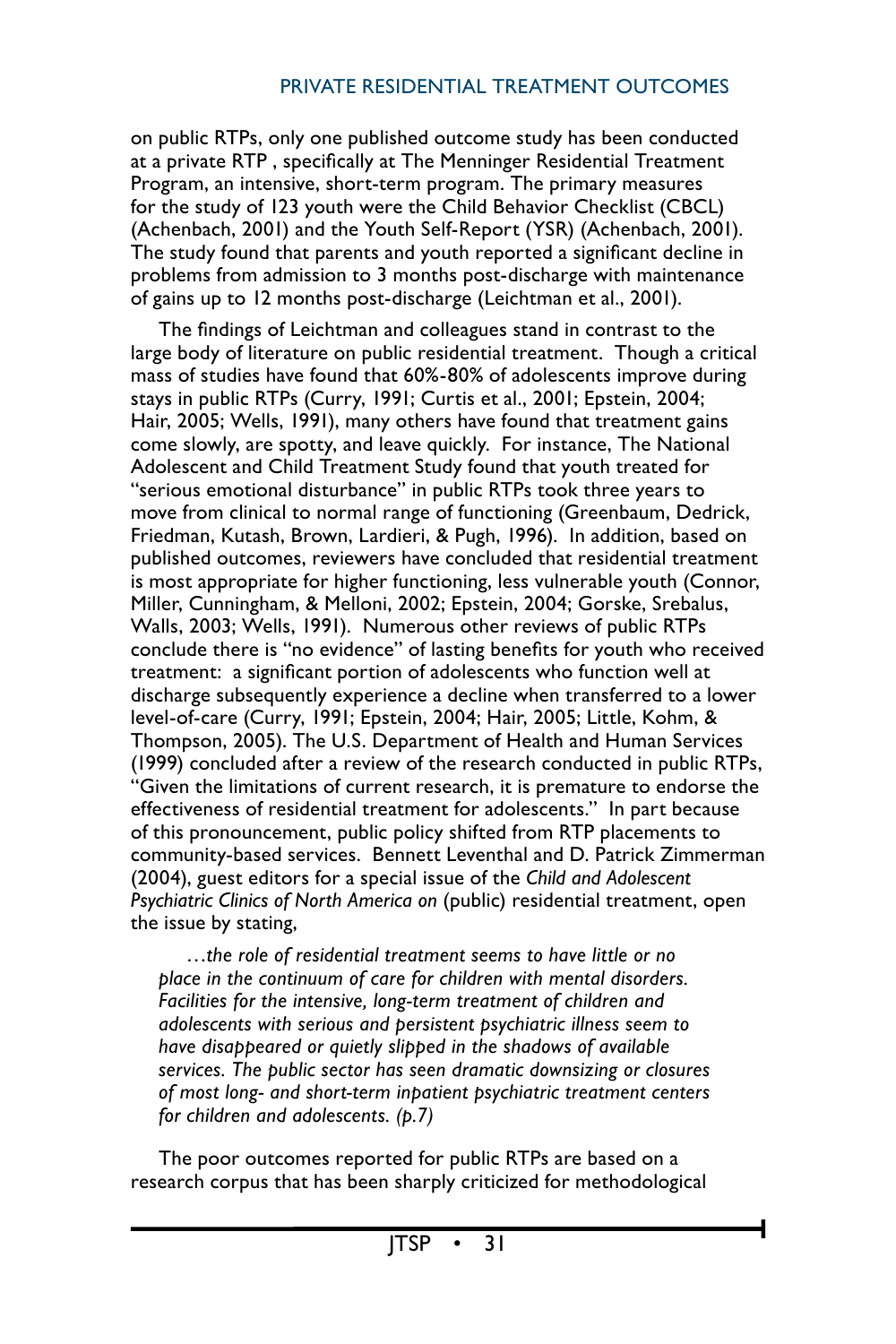on public RTPs, only one published outcome study has been conducted at a private RTP , specifically at The Menninger Residential Treatment Program, an intensive, short-term program. The primary measures for the study of 123 youth were the Child Behavior Checklist (CBCL) (Achenbach, 2001) and the Youth Self-Report (YSR) (Achenbach, 2001). The study found that parents and youth reported a significant decline in problems from admission to 3 months post-discharge with maintenance of gains up to 12 months post-discharge (Leichtman et al., 2001).

The findings of Leichtman and colleagues stand in contrast to the large body of literature on public residential treatment. Though a critical mass of studies have found that 60%-80% of adolescents improve during stays in public RTPs (Curry, 1991; Curtis et al., 2001; Epstein, 2004; Hair, 2005; Wells, 1991), many others have found that treatment gains come slowly, are spotty, and leave quickly. For instance, The National Adolescent and Child Treatment Study found that youth treated for "serious emotional disturbance" in public RTPs took three years to move from clinical to normal range of functioning (Greenbaum, Dedrick, Friedman, Kutash, Brown, Lardieri, & Pugh, 1996). In addition, based on published outcomes, reviewers have concluded that residential treatment is most appropriate for higher functioning, less vulnerable youth (Connor, Miller, Cunningham, & Melloni, 2002; Epstein, 2004; Gorske, Srebalus, Walls, 2003; Wells, 1991). Numerous other reviews of public RTPs conclude there is "no evidence" of lasting benefits for youth who received treatment: a significant portion of adolescents who function well at discharge subsequently experience a decline when transferred to a lower level-of-care (Curry, 1991; Epstein, 2004; Hair, 2005; Little, Kohm, & Thompson, 2005). The U.S. Department of Health and Human Services (1999) concluded after a review of the research conducted in public RTPs, "Given the limitations of current research, it is premature to endorse the effectiveness of residential treatment for adolescents." In part because of this pronouncement, public policy shifted from RTP placements to community-based services. Bennett Leventhal and D. Patrick Zimmerman (2004), guest editors for a special issue of the *Child and Adolescent Psychiatric Clinics of North America on* (public) residential treatment, open the issue by stating,

> *…the role of residential treatment seems to have little or no place in the continuum of care for children with mental disorders. Facilities for the intensive, long-term treatment of children and adolescents with serious and persistent psychiatric illness seem to have disappeared or quietly slipped in the shadows of available services. The public sector has seen dramatic downsizing or closures of most long- and short-term inpatient psychiatric treatment centers for children and adolescents. (p.7)*

The poor outcomes reported for public RTPs are based on a research corpus that has been sharply criticized for methodological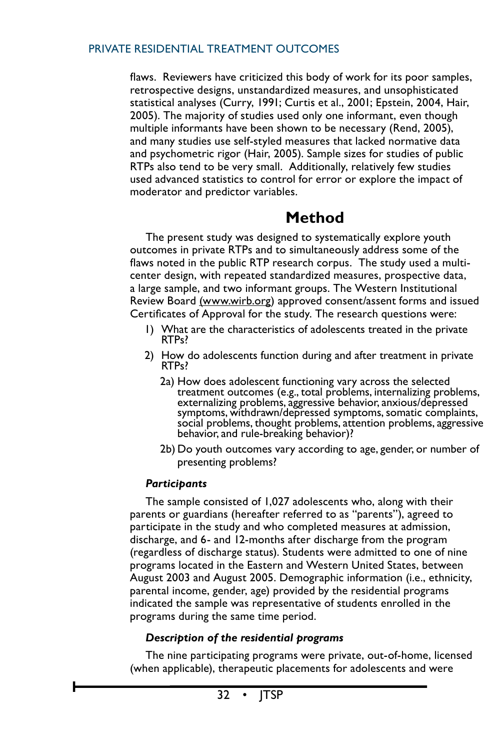flaws. Reviewers have criticized this body of work for its poor samples, retrospective designs, unstandardized measures, and unsophisticated statistical analyses (Curry, 1991; Curtis et al., 2001; Epstein, 2004, Hair, 2005). The majority of studies used only one informant, even though multiple informants have been shown to be necessary (Rend, 2005), and many studies use self-styled measures that lacked normative data and psychometric rigor (Hair, 2005). Sample sizes for studies of public RTPs also tend to be very small. Additionally, relatively few studies used advanced statistics to control for error or explore the impact of moderator and predictor variables.

## Method

The present study was designed to systematically explore youth outcomes in private RTPs and to simultaneously address some of the flaws noted in the public RTP research corpus. The study used a multi-center design, with repeated standardized measures, prospective data, a large sample, and two informant groups. The Western Institutional Review Board (www.wirb.org) approved consent/assent forms and issued Certificates of Approval for the study. The research questions were:

1) What are the characteristics of adolescents treated in the private RTPs?
2) How do adolescents function during and after treatment in private RTPs?
   - 2a) How does adolescent functioning vary across the selected treatment outcomes (e.g., total problems, internalizing problems, externalizing problems, aggressive behavior, anxious/depressed symptoms, withdrawn/depressed symptoms, somatic complaints, social problems, thought problems, attention problems, aggressive behavior, and rule-breaking behavior)?
   - 2b) Do youth outcomes vary according to age, gender, or number of presenting problems?

### *Participants*

The sample consisted of 1,027 adolescents who, along with their parents or guardians (hereafter referred to as "parents"), agreed to participate in the study and who completed measures at admission, discharge, and 6- and 12-months after discharge from the program (regardless of discharge status). Students were admitted to one of nine programs located in the Eastern and Western United States, between August 2003 and August 2005. Demographic information (i.e., ethnicity, parental income, gender, age) provided by the residential programs indicated the sample was representative of students enrolled in the programs during the same time period.

### *Description of the residential programs*

The nine participating programs were private, out-of-home, licensed (when applicable), therapeutic placements for adolescents and were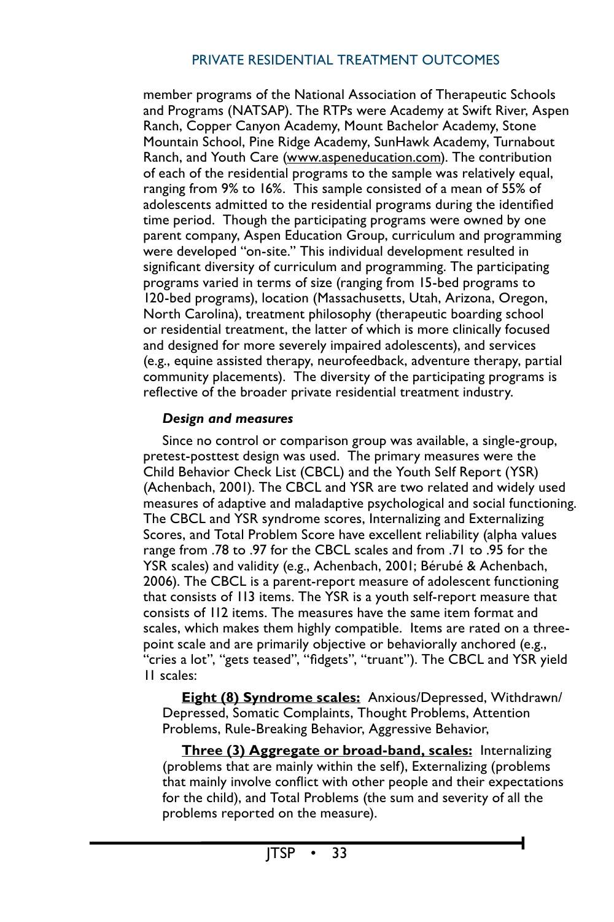member programs of the National Association of Therapeutic Schools and Programs (NATSAP). The RTPs were Academy at Swift River, Aspen Ranch, Copper Canyon Academy, Mount Bachelor Academy, Stone Mountain School, Pine Ridge Academy, SunHawk Academy, Turnabout Ranch, and Youth Care (www.aspeneducation.com). The contribution of each of the residential programs to the sample was relatively equal, ranging from 9% to 16%. This sample consisted of a mean of 55% of adolescents admitted to the residential programs during the identified time period. Though the participating programs were owned by one parent company, Aspen Education Group, curriculum and programming were developed "on-site." This individual development resulted in significant diversity of curriculum and programming. The participating programs varied in terms of size (ranging from 15-bed programs to 120-bed programs), location (Massachusetts, Utah, Arizona, Oregon, North Carolina), treatment philosophy (therapeutic boarding school or residential treatment, the latter of which is more clinically focused and designed for more severely impaired adolescents), and services (e.g., equine assisted therapy, neurofeedback, adventure therapy, partial community placements). The diversity of the participating programs is reflective of the broader private residential treatment industry.

***Design and measures***

Since no control or comparison group was available, a single-group, pretest-posttest design was used. The primary measures were the Child Behavior Check List (CBCL) and the Youth Self Report (YSR) (Achenbach, 2001). The CBCL and YSR are two related and widely used measures of adaptive and maladaptive psychological and social functioning. The CBCL and YSR syndrome scores, Internalizing and Externalizing Scores, and Total Problem Score have excellent reliability (alpha values range from .78 to .97 for the CBCL scales and from .71 to .95 for the YSR scales) and validity (e.g., Achenbach, 2001; Bérubé & Achenbach, 2006). The CBCL is a parent-report measure of adolescent functioning that consists of 113 items. The YSR is a youth self-report measure that consists of 112 items. The measures have the same item format and scales, which makes them highly compatible. Items are rated on a three-point scale and are primarily objective or behaviorally anchored (e.g., "cries a lot", "gets teased", "fidgets", "truant"). The CBCL and YSR yield 11 scales:

**Eight (8) Syndrome scales:** Anxious/Depressed, Withdrawn/Depressed, Somatic Complaints, Thought Problems, Attention Problems, Rule-Breaking Behavior, Aggressive Behavior,

**Three (3) Aggregate or broad-band, scales:** Internalizing (problems that are mainly within the self), Externalizing (problems that mainly involve conflict with other people and their expectations for the child), and Total Problems (the sum and severity of all the problems reported on the measure).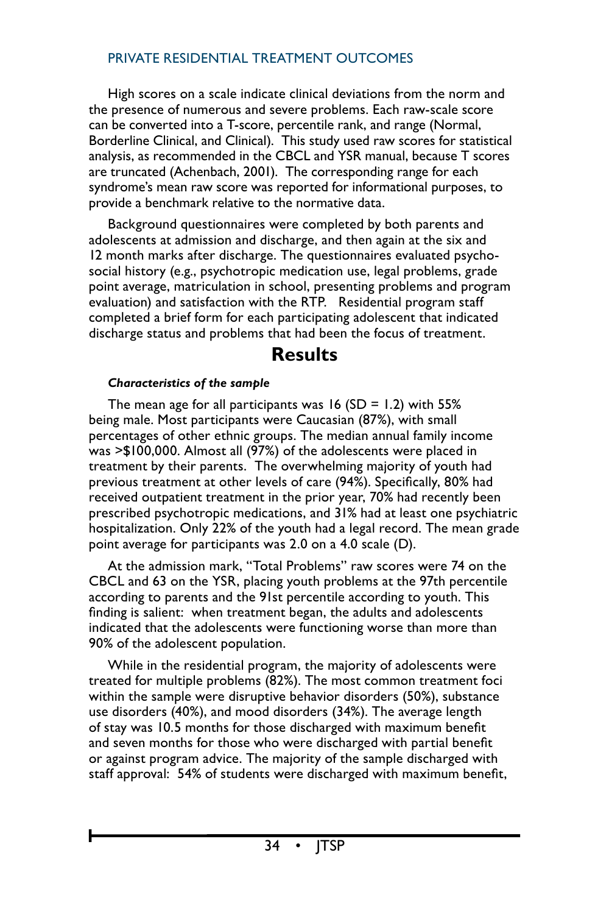High scores on a scale indicate clinical deviations from the norm and the presence of numerous and severe problems. Each raw-scale score can be converted into a T-score, percentile rank, and range (Normal, Borderline Clinical, and Clinical). This study used raw scores for statistical analysis, as recommended in the CBCL and YSR manual, because T scores are truncated (Achenbach, 2001). The corresponding range for each syndrome's mean raw score was reported for informational purposes, to provide a benchmark relative to the normative data.

Background questionnaires were completed by both parents and adolescents at admission and discharge, and then again at the six and 12 month marks after discharge. The questionnaires evaluated psycho-social history (e.g., psychotropic medication use, legal problems, grade point average, matriculation in school, presenting problems and program evaluation) and satisfaction with the RTP. Residential program staff completed a brief form for each participating adolescent that indicated discharge status and problems that had been the focus of treatment.

## Results

#### *Characteristics of the sample*

The mean age for all participants was 16 (SD = 1.2) with 55% being male. Most participants were Caucasian (87%), with small percentages of other ethnic groups. The median annual family income was >$100,000. Almost all (97%) of the adolescents were placed in treatment by their parents. The overwhelming majority of youth had previous treatment at other levels of care (94%). Specifically, 80% had received outpatient treatment in the prior year, 70% had recently been prescribed psychotropic medications, and 31% had at least one psychiatric hospitalization. Only 22% of the youth had a legal record. The mean grade point average for participants was 2.0 on a 4.0 scale (D).

At the admission mark, "Total Problems" raw scores were 74 on the CBCL and 63 on the YSR, placing youth problems at the 97th percentile according to parents and the 91st percentile according to youth. This finding is salient: when treatment began, the adults and adolescents indicated that the adolescents were functioning worse than more than 90% of the adolescent population.

While in the residential program, the majority of adolescents were treated for multiple problems (82%). The most common treatment foci within the sample were disruptive behavior disorders (50%), substance use disorders (40%), and mood disorders (34%). The average length of stay was 10.5 months for those discharged with maximum benefit and seven months for those who were discharged with partial benefit or against program advice. The majority of the sample discharged with staff approval: 54% of students were discharged with maximum benefit,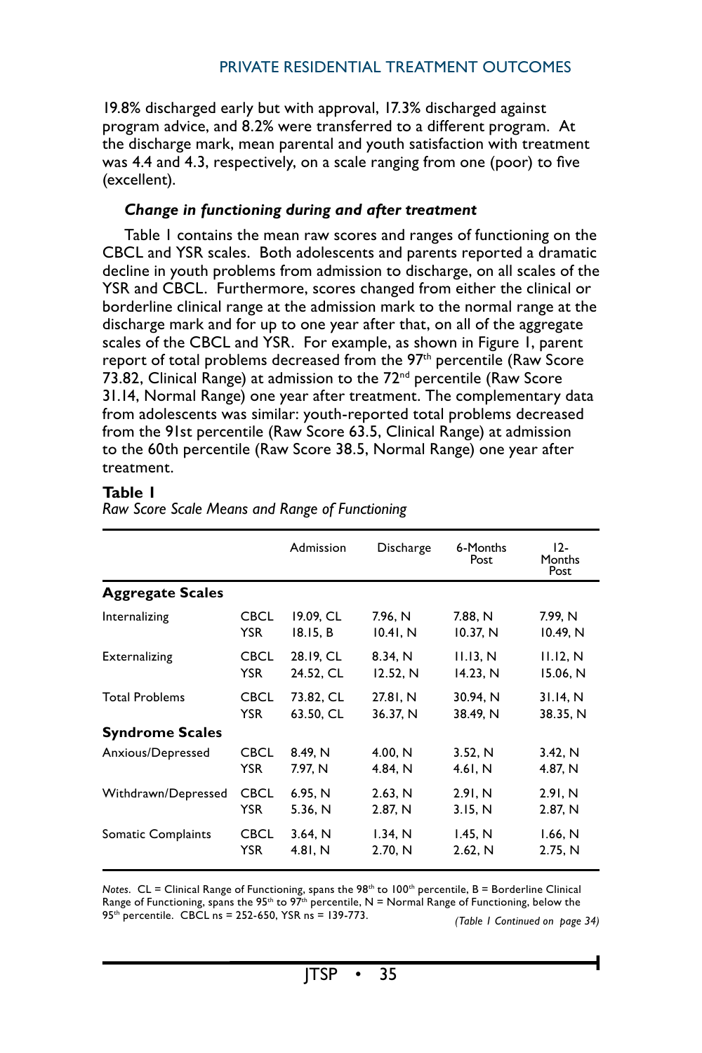19.8% discharged early but with approval, 17.3% discharged against program advice, and 8.2% were transferred to a different program. At the discharge mark, mean parental and youth satisfaction with treatment was 4.4 and 4.3, respectively, on a scale ranging from one (poor) to five (excellent).

### *Change in functioning during and after treatment*

Table 1 contains the mean raw scores and ranges of functioning on the CBCL and YSR scales. Both adolescents and parents reported a dramatic decline in youth problems from admission to discharge, on all scales of the YSR and CBCL. Furthermore, scores changed from either the clinical or borderline clinical range at the admission mark to the normal range at the discharge mark and for up to one year after that, on all of the aggregate scales of the CBCL and YSR. For example, as shown in Figure 1, parent report of total problems decreased from the 97th percentile (Raw Score 73.82, Clinical Range) at admission to the 72nd percentile (Raw Score 31.14, Normal Range) one year after treatment. The complementary data from adolescents was similar: youth-reported total problems decreased from the 91st percentile (Raw Score 63.5, Clinical Range) at admission to the 60th percentile (Raw Score 38.5, Normal Range) one year after treatment.

**Table 1**

*Raw Score Scale Means and Range of Functioning*

| | | Admission | Discharge | 6-Months Post | 12-Months Post |
|---|---|---|---|---|---|
| **Aggregate Scales** | | | | | |
| Internalizing | CBCL | 19.09, CL | 7.96, N | 7.88, N | 7.99, N |
| | YSR | 18.15, B | 10.41, N | 10.37, N | 10.49, N |
| Externalizing | CBCL | 28.19, CL | 8.34, N | 11.13, N | 11.12, N |
| | YSR | 24.52, CL | 12.52, N | 14.23, N | 15.06, N |
| Total Problems | CBCL | 73.82, CL | 27.81, N | 30.94, N | 31.14, N |
| | YSR | 63.50, CL | 36.37, N | 38.49, N | 38.35, N |
| **Syndrome Scales** | | | | | |
| Anxious/Depressed | CBCL | 8.49, N | 4.00, N | 3.52, N | 3.42, N |
| | YSR | 7.97, N | 4.84, N | 4.61, N | 4.87, N |
| Withdrawn/Depressed | CBCL | 6.95, N | 2.63, N | 2.91, N | 2.91, N |
| | YSR | 5.36, N | 2.87, N | 3.15, N | 2.87, N |
| Somatic Complaints | CBCL | 3.64, N | 1.34, N | 1.45, N | 1.66, N |
| | YSR | 4.81, N | 2.70, N | 2.62, N | 2.75, N |

*Notes*. CL = Clinical Range of Functioning, spans the 98th to 100th percentile, B = Borderline Clinical Range of Functioning, spans the 95th to 97th percentile, N = Normal Range of Functioning, below the 95th percentile. CBCL ns = 252-650, YSR ns = 139-773.

*(Table 1 Continued on page 34)*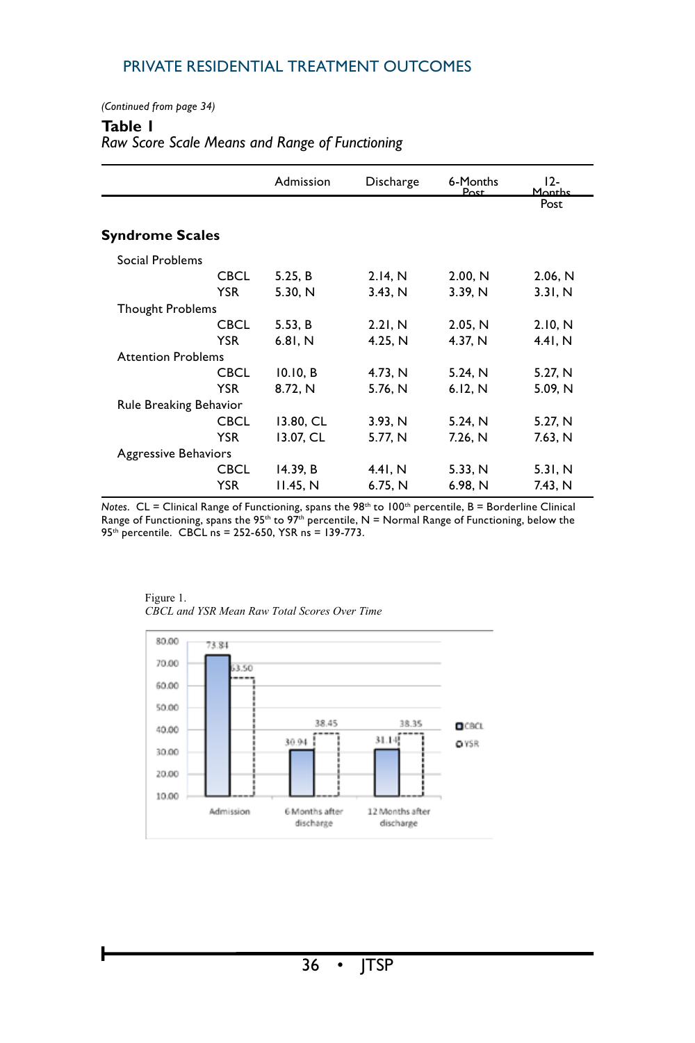*(Continued from page 34)*

**Table 1**

*Raw Score Scale Means and Range of Functioning*

| | | Admission | Discharge | 6-Months Post | 12-Months Post |
|---|---|---|---|---|---|
| **Syndrome Scales** | | | | | |
| Social Problems | | | | | |
| | CBCL | 5.25, B | 2.14, N | 2.00, N | 2.06, N |
| | YSR | 5.30, N | 3.43, N | 3.39, N | 3.31, N |
| Thought Problems | | | | | |
| | CBCL | 5.53, B | 2.21, N | 2.05, N | 2.10, N |
| | YSR | 6.81, N | 4.25, N | 4.37, N | 4.41, N |
| Attention Problems | | | | | |
| | CBCL | 10.10, B | 4.73, N | 5.24, N | 5.27, N |
| | YSR | 8.72, N | 5.76, N | 6.12, N | 5.09, N |
| Rule Breaking Behavior | | | | | |
| | CBCL | 13.80, CL | 3.93, N | 5.24, N | 5.27, N |
| | YSR | 13.07, CL | 5.77, N | 7.26, N | 7.63, N |
| Aggressive Behaviors | | | | | |
| | CBCL | 14.39, B | 4.41, N | 5.33, N | 5.31, N |
| | YSR | 11.45, N | 6.75, N | 6.98, N | 7.43, N |

*Notes.* CL = Clinical Range of Functioning, spans the 98th to 100th percentile, B = Borderline Clinical Range of Functioning, spans the 95th to 97th percentile, N = Normal Range of Functioning, below the 95th percentile. CBCL ns = 252-650, YSR ns = 139-773.

Figure 1.

*CBCL and YSR Mean Raw Total Scores Over Time*

| | CBCL | YSR |
|---|---|---|
| Admission | 73.84 | 63.50 |
| 6 Months after discharge | 30.94 | 38.45 |
| 12 Months after discharge | 31.14 | 38.35 |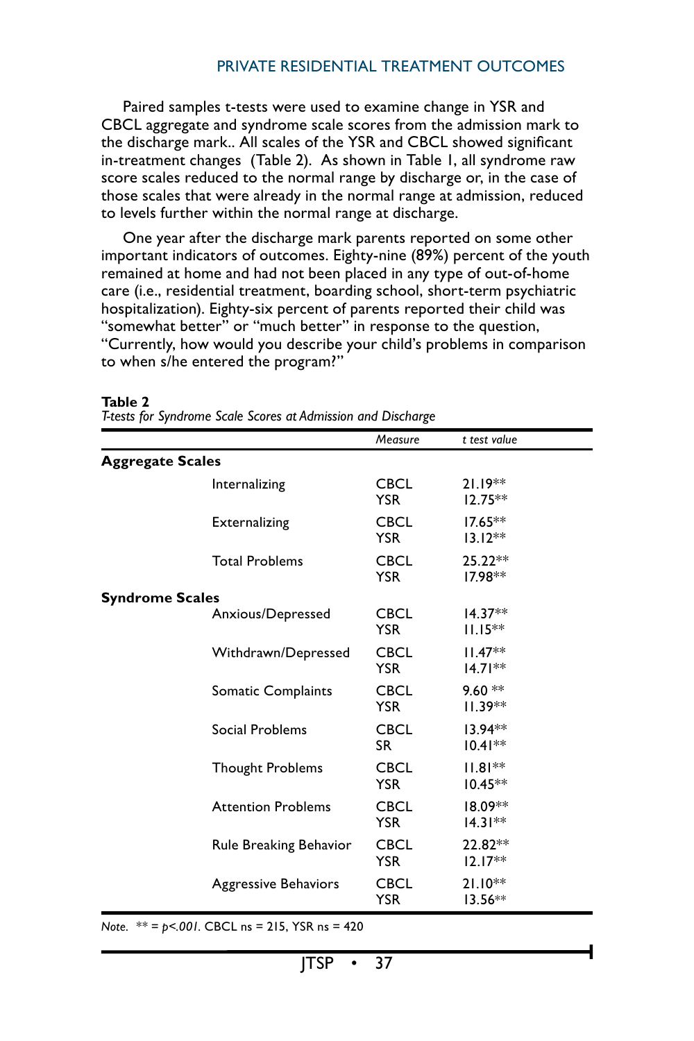Paired samples t-tests were used to examine change in YSR and CBCL aggregate and syndrome scale scores from the admission mark to the discharge mark.. All scales of the YSR and CBCL showed significant in-treatment changes (Table 2). As shown in Table 1, all syndrome raw score scales reduced to the normal range by discharge or, in the case of those scales that were already in the normal range at admission, reduced to levels further within the normal range at discharge.

One year after the discharge mark parents reported on some other important indicators of outcomes. Eighty-nine (89%) percent of the youth remained at home and had not been placed in any type of out-of-home care (i.e., residential treatment, boarding school, short-term psychiatric hospitalization). Eighty-six percent of parents reported their child was "somewhat better" or "much better" in response to the question, "Currently, how would you describe your child's problems in comparison to when s/he entered the program?"

**Table 2**
*T-tests for Syndrome Scale Scores at Admission and Discharge*

| | | *Measure* | *t test value* |
|---|---|---|---|
| **Aggregate Scales** | | | |
| | Internalizing | CBCL | 21.19** |
| | | YSR | 12.75** |
| | Externalizing | CBCL | 17.65** |
| | | YSR | 13.12** |
| | Total Problems | CBCL | 25.22** |
| | | YSR | 17.98** |
| **Syndrome Scales** | | | |
| | Anxious/Depressed | CBCL | 14.37** |
| | | YSR | 11.15** |
| | Withdrawn/Depressed | CBCL | 11.47** |
| | | YSR | 14.71** |
| | Somatic Complaints | CBCL | 9.60 ** |
| | | YSR | 11.39** |
| | Social Problems | CBCL | 13.94** |
| | | SR | 10.41** |
| | Thought Problems | CBCL | 11.81** |
| | | YSR | 10.45** |
| | Attention Problems | CBCL | 18.09** |
| | | YSR | 14.31** |
| | Rule Breaking Behavior | CBCL | 22.82** |
| | | YSR | 12.17** |
| | Aggressive Behaviors | CBCL | 21.10** |
| | | YSR | 13.56** |

*Note.* ** = $p<.001$. CBCL ns = 215, YSR ns = 420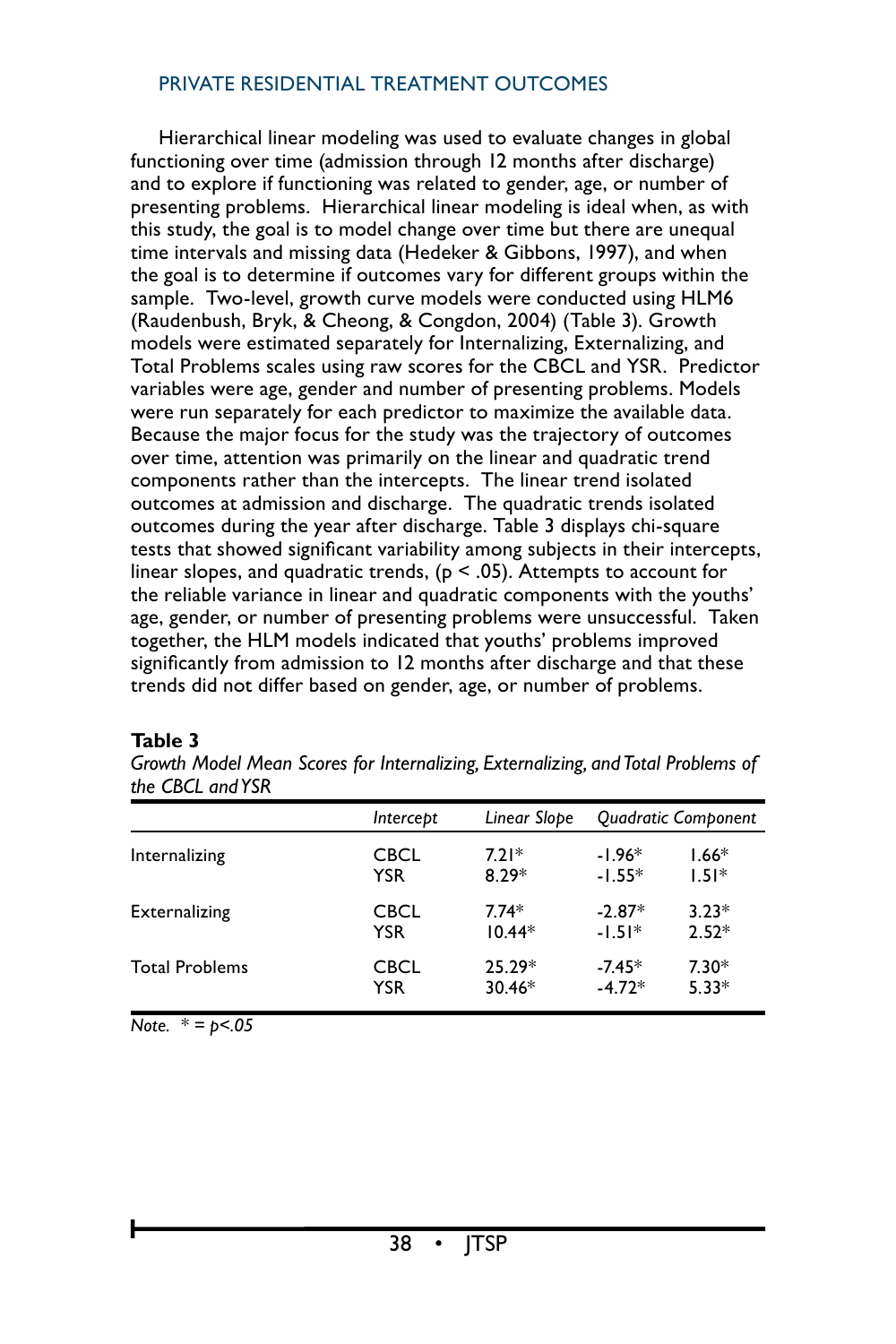Hierarchical linear modeling was used to evaluate changes in global functioning over time (admission through 12 months after discharge) and to explore if functioning was related to gender, age, or number of presenting problems. Hierarchical linear modeling is ideal when, as with this study, the goal is to model change over time but there are unequal time intervals and missing data (Hedeker & Gibbons, 1997), and when the goal is to determine if outcomes vary for different groups within the sample. Two-level, growth curve models were conducted using HLM6 (Raudenbush, Bryk, & Cheong, & Congdon, 2004) (Table 3). Growth models were estimated separately for Internalizing, Externalizing, and Total Problems scales using raw scores for the CBCL and YSR. Predictor variables were age, gender and number of presenting problems. Models were run separately for each predictor to maximize the available data. Because the major focus for the study was the trajectory of outcomes over time, attention was primarily on the linear and quadratic trend components rather than the intercepts. The linear trend isolated outcomes at admission and discharge. The quadratic trends isolated outcomes during the year after discharge. Table 3 displays chi-square tests that showed significant variability among subjects in their intercepts, linear slopes, and quadratic trends, ($p < .05$). Attempts to account for the reliable variance in linear and quadratic components with the youths' age, gender, or number of presenting problems were unsuccessful. Taken together, the HLM models indicated that youths' problems improved significantly from admission to 12 months after discharge and that these trends did not differ based on gender, age, or number of problems.

**Table 3**

*Growth Model Mean Scores for Internalizing, Externalizing, and Total Problems of the CBCL and YSR*

| | | *Intercept* | *Linear Slope* | *Quadratic Component* |
|---|---|---|---|---|
| Internalizing | CBCL | 7.21* | -1.96* | 1.66* |
| | YSR | 8.29* | -1.55* | 1.51* |
| Externalizing | CBCL | 7.74* | -2.87* | 3.23* |
| | YSR | 10.44* | -1.51* | 2.52* |
| Total Problems | CBCL | 25.29* | -7.45* | 7.30* |
| | YSR | 30.46* | -4.72* | 5.33* |

*Note.* * = $p<.05$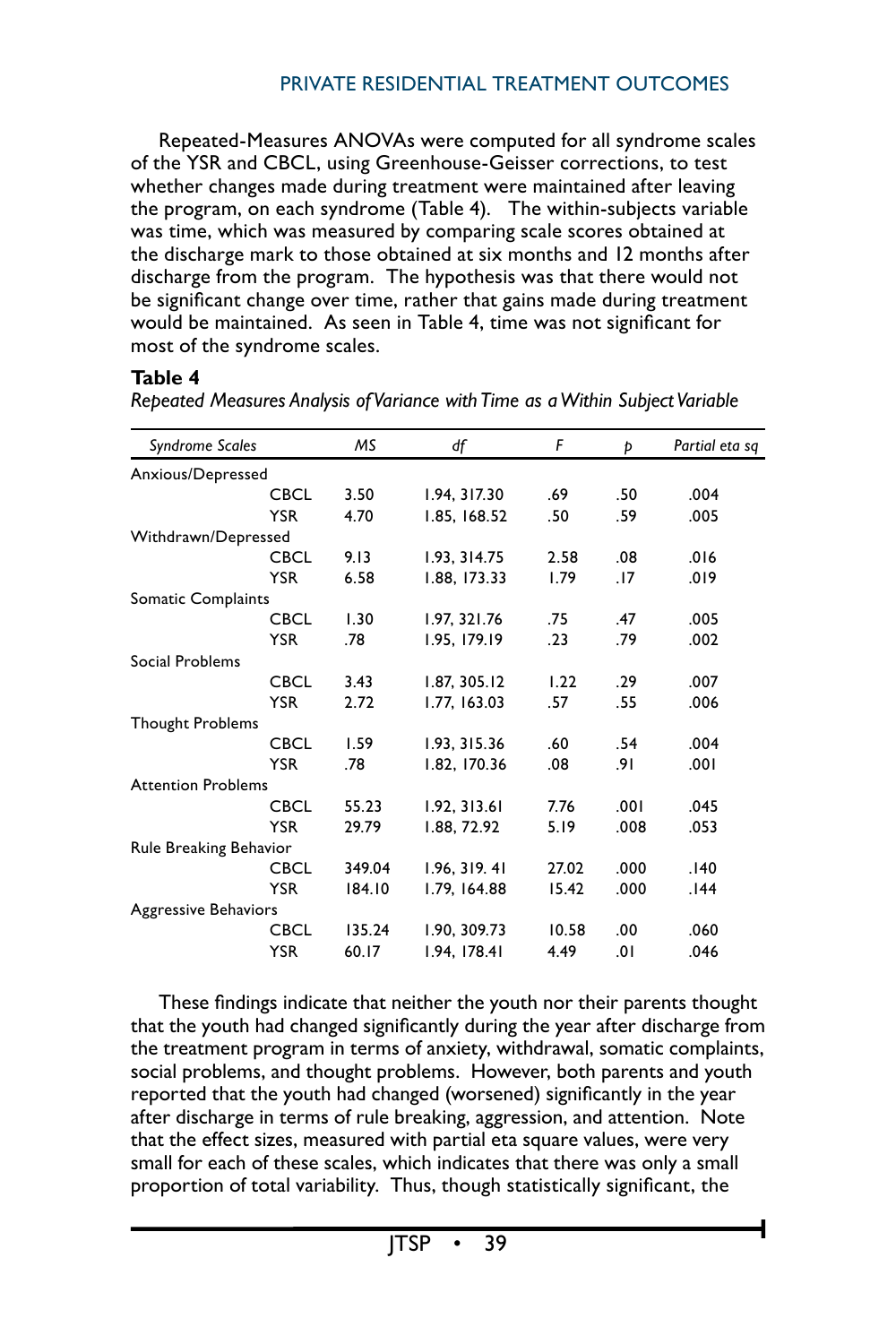Repeated-Measures ANOVAs were computed for all syndrome scales of the YSR and CBCL, using Greenhouse-Geisser corrections, to test whether changes made during treatment were maintained after leaving the program, on each syndrome (Table 4). The within-subjects variable was time, which was measured by comparing scale scores obtained at the discharge mark to those obtained at six months and 12 months after discharge from the program. The hypothesis was that there would not be significant change over time, rather that gains made during treatment would be maintained. As seen in Table 4, time was not significant for most of the syndrome scales.

**Table 4**

*Repeated Measures Analysis of Variance with Time as a Within Subject Variable*

| *Syndrome Scales* | | *MS* | *df* | *F* | *p* | *Partial eta sq* |
|---|---|---|---|---|---|---|
| Anxious/Depressed | | | | | | |
| | CBCL | 3.50 | 1.94, 317.30 | .69 | .50 | .004 |
| | YSR | 4.70 | 1.85, 168.52 | .50 | .59 | .005 |
| Withdrawn/Depressed | | | | | | |
| | CBCL | 9.13 | 1.93, 314.75 | 2.58 | .08 | .016 |
| | YSR | 6.58 | 1.88, 173.33 | 1.79 | .17 | .019 |
| Somatic Complaints | | | | | | |
| | CBCL | 1.30 | 1.97, 321.76 | .75 | .47 | .005 |
| | YSR | .78 | 1.95, 179.19 | .23 | .79 | .002 |
| Social Problems | | | | | | |
| | CBCL | 3.43 | 1.87, 305.12 | 1.22 | .29 | .007 |
| | YSR | 2.72 | 1.77, 163.03 | .57 | .55 | .006 |
| Thought Problems | | | | | | |
| | CBCL | 1.59 | 1.93, 315.36 | .60 | .54 | .004 |
| | YSR | .78 | 1.82, 170.36 | .08 | .91 | .001 |
| Attention Problems | | | | | | |
| | CBCL | 55.23 | 1.92, 313.61 | 7.76 | .001 | .045 |
| | YSR | 29.79 | 1.88, 72.92 | 5.19 | .008 | .053 |
| Rule Breaking Behavior | | | | | | |
| | CBCL | 349.04 | 1.96, 319. 41 | 27.02 | .000 | .140 |
| | YSR | 184.10 | 1.79, 164.88 | 15.42 | .000 | .144 |
| Aggressive Behaviors | | | | | | |
| | CBCL | 135.24 | 1.90, 309.73 | 10.58 | .00 | .060 |
| | YSR | 60.17 | 1.94, 178.41 | 4.49 | .01 | .046 |

These findings indicate that neither the youth nor their parents thought that the youth had changed significantly during the year after discharge from the treatment program in terms of anxiety, withdrawal, somatic complaints, social problems, and thought problems. However, both parents and youth reported that the youth had changed (worsened) significantly in the year after discharge in terms of rule breaking, aggression, and attention. Note that the effect sizes, measured with partial eta square values, were very small for each of these scales, which indicates that there was only a small proportion of total variability. Thus, though statistically significant, the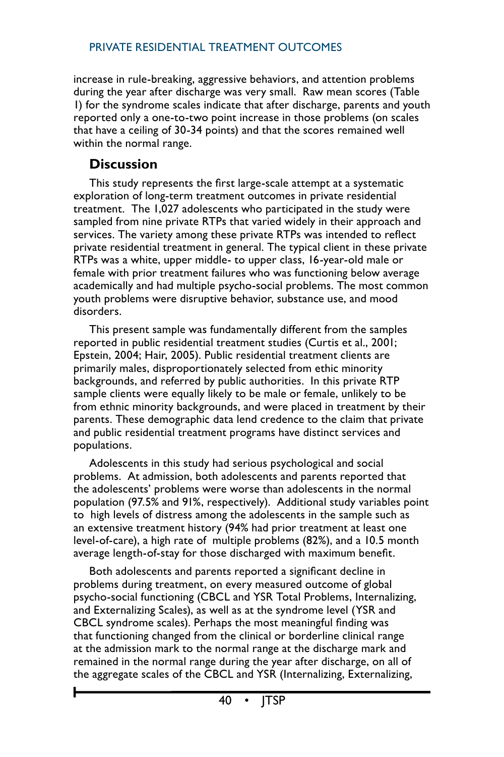increase in rule-breaking, aggressive behaviors, and attention problems during the year after discharge was very small. Raw mean scores (Table 1) for the syndrome scales indicate that after discharge, parents and youth reported only a one-to-two point increase in those problems (on scales that have a ceiling of 30-34 points) and that the scores remained well within the normal range.

## Discussion

This study represents the first large-scale attempt at a systematic exploration of long-term treatment outcomes in private residential treatment. The 1,027 adolescents who participated in the study were sampled from nine private RTPs that varied widely in their approach and services. The variety among these private RTPs was intended to reflect private residential treatment in general. The typical client in these private RTPs was a white, upper middle- to upper class, 16-year-old male or female with prior treatment failures who was functioning below average academically and had multiple psycho-social problems. The most common youth problems were disruptive behavior, substance use, and mood disorders.

This present sample was fundamentally different from the samples reported in public residential treatment studies (Curtis et al., 2001; Epstein, 2004; Hair, 2005). Public residential treatment clients are primarily males, disproportionately selected from ethic minority backgrounds, and referred by public authorities. In this private RTP sample clients were equally likely to be male or female, unlikely to be from ethnic minority backgrounds, and were placed in treatment by their parents. These demographic data lend credence to the claim that private and public residential treatment programs have distinct services and populations.

Adolescents in this study had serious psychological and social problems. At admission, both adolescents and parents reported that the adolescents' problems were worse than adolescents in the normal population (97.5% and 91%, respectively). Additional study variables point to high levels of distress among the adolescents in the sample such as an extensive treatment history (94% had prior treatment at least one level-of-care), a high rate of multiple problems (82%), and a 10.5 month average length-of-stay for those discharged with maximum benefit.

Both adolescents and parents reported a significant decline in problems during treatment, on every measured outcome of global psycho-social functioning (CBCL and YSR Total Problems, Internalizing, and Externalizing Scales), as well as at the syndrome level (YSR and CBCL syndrome scales). Perhaps the most meaningful finding was that functioning changed from the clinical or borderline clinical range at the admission mark to the normal range at the discharge mark and remained in the normal range during the year after discharge, on all of the aggregate scales of the CBCL and YSR (Internalizing, Externalizing,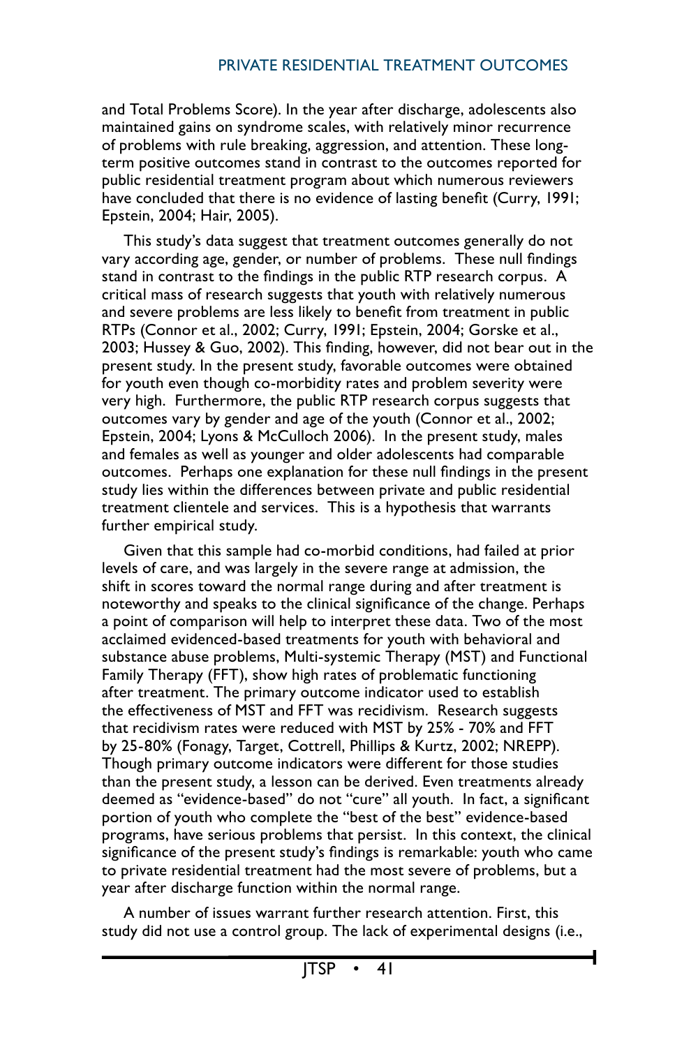and Total Problems Score). In the year after discharge, adolescents also maintained gains on syndrome scales, with relatively minor recurrence of problems with rule breaking, aggression, and attention. These long-term positive outcomes stand in contrast to the outcomes reported for public residential treatment program about which numerous reviewers have concluded that there is no evidence of lasting benefit (Curry, 1991; Epstein, 2004; Hair, 2005).

This study's data suggest that treatment outcomes generally do not vary according age, gender, or number of problems. These null findings stand in contrast to the findings in the public RTP research corpus. A critical mass of research suggests that youth with relatively numerous and severe problems are less likely to benefit from treatment in public RTPs (Connor et al., 2002; Curry, 1991; Epstein, 2004; Gorske et al., 2003; Hussey & Guo, 2002). This finding, however, did not bear out in the present study. In the present study, favorable outcomes were obtained for youth even though co-morbidity rates and problem severity were very high. Furthermore, the public RTP research corpus suggests that outcomes vary by gender and age of the youth (Connor et al., 2002; Epstein, 2004; Lyons & McCulloch 2006). In the present study, males and females as well as younger and older adolescents had comparable outcomes. Perhaps one explanation for these null findings in the present study lies within the differences between private and public residential treatment clientele and services. This is a hypothesis that warrants further empirical study.

Given that this sample had co-morbid conditions, had failed at prior levels of care, and was largely in the severe range at admission, the shift in scores toward the normal range during and after treatment is noteworthy and speaks to the clinical significance of the change. Perhaps a point of comparison will help to interpret these data. Two of the most acclaimed evidenced-based treatments for youth with behavioral and substance abuse problems, Multi-systemic Therapy (MST) and Functional Family Therapy (FFT), show high rates of problematic functioning after treatment. The primary outcome indicator used to establish the effectiveness of MST and FFT was recidivism. Research suggests that recidivism rates were reduced with MST by 25% - 70% and FFT by 25-80% (Fonagy, Target, Cottrell, Phillips & Kurtz, 2002; NREPP). Though primary outcome indicators were different for those studies than the present study, a lesson can be derived. Even treatments already deemed as "evidence-based" do not "cure" all youth. In fact, a significant portion of youth who complete the "best of the best" evidence-based programs, have serious problems that persist. In this context, the clinical significance of the present study's findings is remarkable: youth who came to private residential treatment had the most severe of problems, but a year after discharge function within the normal range.

A number of issues warrant further research attention. First, this study did not use a control group. The lack of experimental designs (i.e.,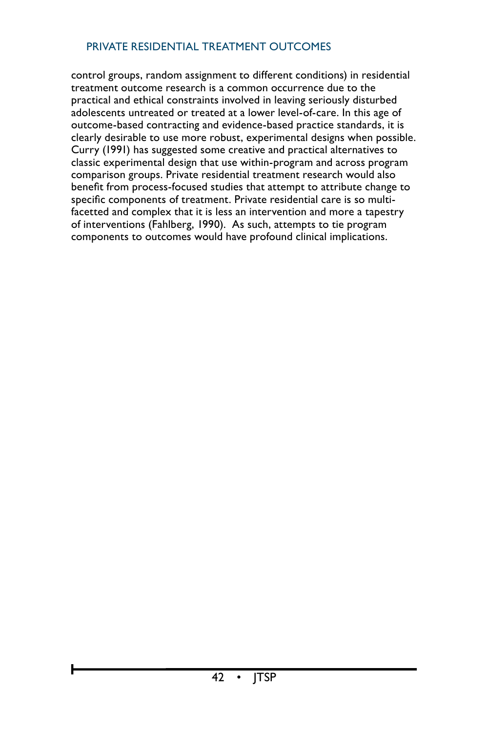control groups, random assignment to different conditions) in residential treatment outcome research is a common occurrence due to the practical and ethical constraints involved in leaving seriously disturbed adolescents untreated or treated at a lower level-of-care. In this age of outcome-based contracting and evidence-based practice standards, it is clearly desirable to use more robust, experimental designs when possible. Curry (1991) has suggested some creative and practical alternatives to classic experimental design that use within-program and across program comparison groups. Private residential treatment research would also benefit from process-focused studies that attempt to attribute change to specific components of treatment. Private residential care is so multi-facetted and complex that it is less an intervention and more a tapestry of interventions (Fahlberg, 1990). As such, attempts to tie program components to outcomes would have profound clinical implications.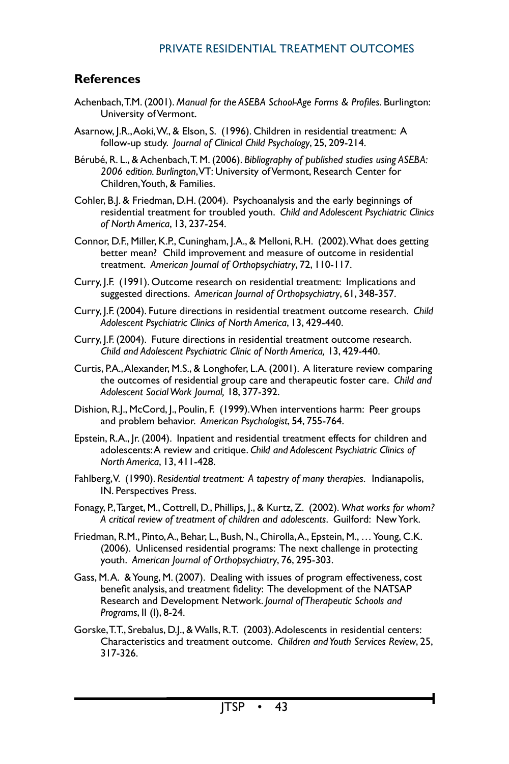## References

Achenbach, T.M. (2001). *Manual for the ASEBA School-Age Forms & Profiles*. Burlington: University of Vermont.

Asarnow, J.R., Aoki, W., & Elson, S. (1996). Children in residential treatment: A follow-up study. *Journal of Clinical Child Psychology*, 25, 209-214.

Bérubé, R. L., & Achenbach, T. M. (2006). *Bibliography of published studies using ASEBA: 2006 edition. Burlington*, VT: University of Vermont, Research Center for Children, Youth, & Families.

Cohler, B.J. & Friedman, D.H. (2004). Psychoanalysis and the early beginnings of residential treatment for troubled youth. *Child and Adolescent Psychiatric Clinics of North America*, 13, 237-254.

Connor, D.F., Miller, K.P., Cuningham, J.A., & Melloni, R.H. (2002). What does getting better mean? Child improvement and measure of outcome in residential treatment. *American Journal of Orthopsychiatry*, 72, 110-117.

Curry, J.F. (1991). Outcome research on residential treatment: Implications and suggested directions. *American Journal of Orthopsychiatry*, 61, 348-357.

Curry, J.F. (2004). Future directions in residential treatment outcome research. *Child Adolescent Psychiatric Clinics of North America*, 13, 429-440.

Curry, J.F. (2004). Future directions in residential treatment outcome research. *Child and Adolescent Psychiatric Clinic of North America,* 13, 429-440.

Curtis, P.A., Alexander, M.S., & Longhofer, L.A. (2001). A literature review comparing the outcomes of residential group care and therapeutic foster care. *Child and Adolescent Social Work Journal,* 18, 377-392.

Dishion, R.J., McCord, J., Poulin, F. (1999). When interventions harm: Peer groups and problem behavior. *American Psychologist*, 54, 755-764.

Epstein, R.A., Jr. (2004). Inpatient and residential treatment effects for children and adolescents: A review and critique. *Child and Adolescent Psychiatric Clinics of North America*, 13, 411-428.

Fahlberg, V. (1990). *Residential treatment: A tapestry of many therapies*. Indianapolis, IN. Perspectives Press.

Fonagy, P., Target, M., Cottrell, D., Phillips, J., & Kurtz, Z. (2002). *What works for whom? A critical review of treatment of children and adolescents*. Guilford: New York.

Friedman, R.M., Pinto, A., Behar, L., Bush, N., Chirolla, A., Epstein, M., … Young, C.K. (2006). Unlicensed residential programs: The next challenge in protecting youth. *American Journal of Orthopsychiatry*, 76, 295-303.

Gass, M.A. & Young, M. (2007). Dealing with issues of program effectiveness, cost benefit analysis, and treatment fidelity: The development of the NATSAP Research and Development Network. *Journal of Therapeutic Schools and Programs*, II (I), 8-24.

Gorske, T.T., Srebalus, D.J., & Walls, R.T. (2003). Adolescents in residential centers: Characteristics and treatment outcome. *Children and Youth Services Review*, 25, 317-326.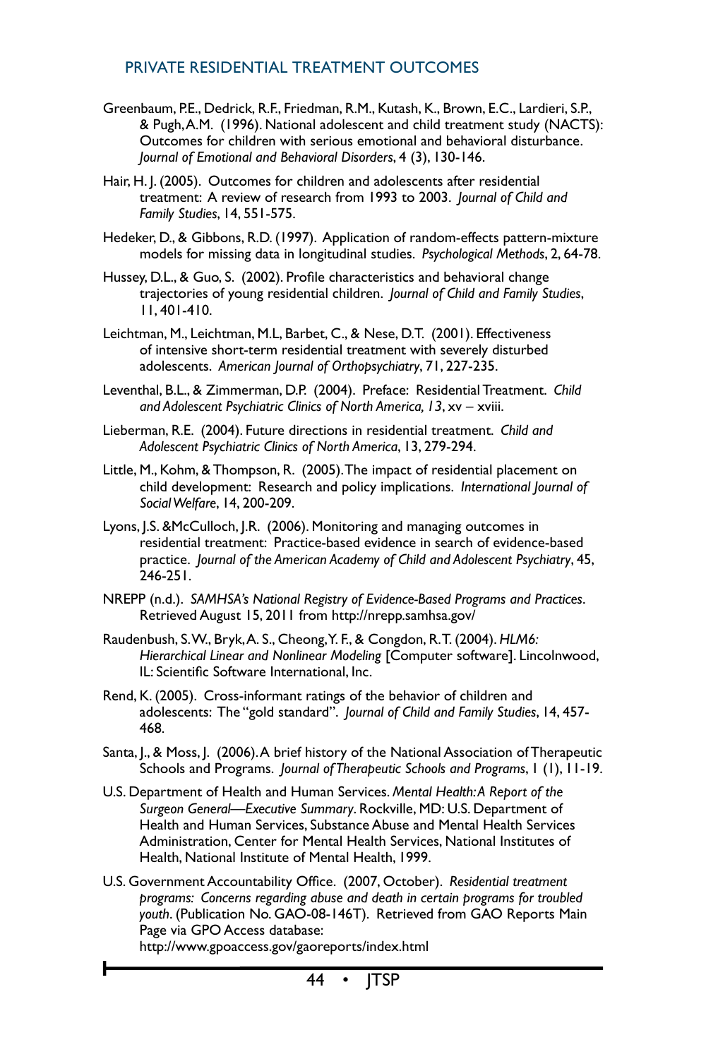Greenbaum, P.E., Dedrick, R.F., Friedman, R.M., Kutash, K., Brown, E.C., Lardieri, S.P., & Pugh, A.M. (1996). National adolescent and child treatment study (NACTS): Outcomes for children with serious emotional and behavioral disturbance. *Journal of Emotional and Behavioral Disorders*, 4 (3), 130-146.

Hair, H. J. (2005). Outcomes for children and adolescents after residential treatment: A review of research from 1993 to 2003. *Journal of Child and Family Studies*, 14, 551-575.

Hedeker, D., & Gibbons, R.D. (1997). Application of random-effects pattern-mixture models for missing data in longitudinal studies. *Psychological Methods*, 2, 64-78.

Hussey, D.L., & Guo, S. (2002). Profile characteristics and behavioral change trajectories of young residential children. *Journal of Child and Family Studies*, 11, 401-410.

Leichtman, M., Leichtman, M.L, Barbet, C., & Nese, D.T. (2001). Effectiveness of intensive short-term residential treatment with severely disturbed adolescents. *American Journal of Orthopsychiatry*, 71, 227-235.

Leventhal, B.L., & Zimmerman, D.P. (2004). Preface: Residential Treatment. *Child and Adolescent Psychiatric Clinics of North America, 13*, xv – xviii.

Lieberman, R.E. (2004). Future directions in residential treatment. *Child and Adolescent Psychiatric Clinics of North America*, 13, 279-294.

Little, M., Kohm, & Thompson, R. (2005). The impact of residential placement on child development: Research and policy implications. *International Journal of Social Welfare*, 14, 200-209.

Lyons, J.S. &McCulloch, J.R. (2006). Monitoring and managing outcomes in residential treatment: Practice-based evidence in search of evidence-based practice. *Journal of the American Academy of Child and Adolescent Psychiatry*, 45, 246-251.

NREPP (n.d.). *SAMHSA's National Registry of Evidence-Based Programs and Practices*. Retrieved August 15, 2011 from http://nrepp.samhsa.gov/

Raudenbush, S.W., Bryk, A. S., Cheong, Y. F., & Congdon, R. T. (2004). *HLM6: Hierarchical Linear and Nonlinear Modeling* [Computer software]. Lincolnwood, IL: Scientific Software International, Inc.

Rend, K. (2005). Cross-informant ratings of the behavior of children and adolescents: The "gold standard". *Journal of Child and Family Studies*, 14, 457-468.

Santa, J., & Moss, J. (2006). A brief history of the National Association of Therapeutic Schools and Programs. *Journal of Therapeutic Schools and Programs*, 1 (1), 11-19.

U.S. Department of Health and Human Services. *Mental Health: A Report of the Surgeon General—Executive Summary*. Rockville, MD: U.S. Department of Health and Human Services, Substance Abuse and Mental Health Services Administration, Center for Mental Health Services, National Institutes of Health, National Institute of Mental Health, 1999.

U.S. Government Accountability Office. (2007, October). *Residential treatment programs: Concerns regarding abuse and death in certain programs for troubled youth*. (Publication No. GAO-08-146T). Retrieved from GAO Reports Main Page via GPO Access database: http://www.gpoaccess.gov/gaoreports/index.html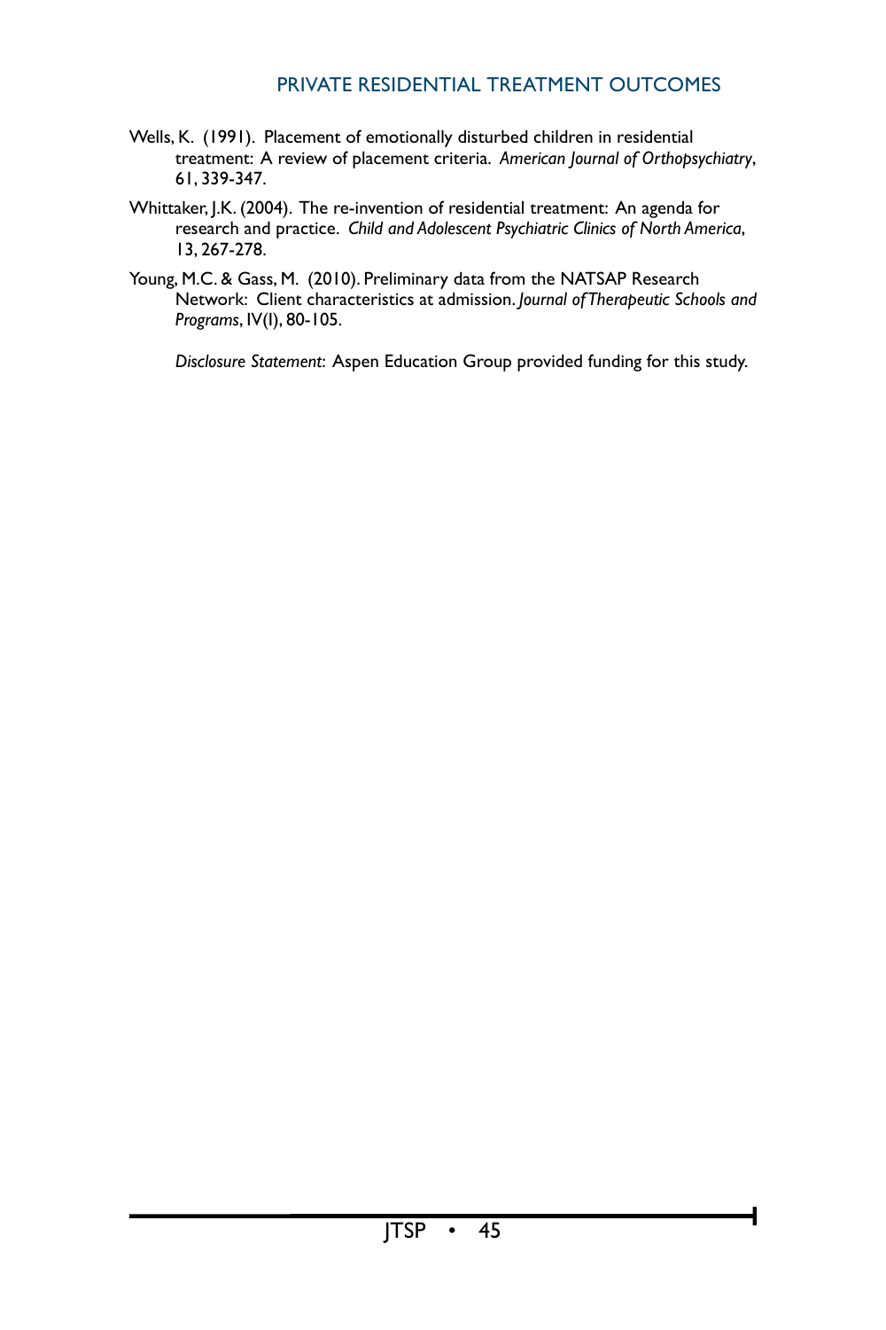Wells, K. (1991). Placement of emotionally disturbed children in residential treatment: A review of placement criteria. *American Journal of Orthopsychiatry*, 61, 339-347.

Whittaker, J.K. (2004). The re-invention of residential treatment: An agenda for research and practice. *Child and Adolescent Psychiatric Clinics of North America*, 13, 267-278.

Young, M.C. & Gass, M. (2010). Preliminary data from the NATSAP Research Network: Client characteristics at admission. *Journal of Therapeutic Schools and Programs*, IV(I), 80-105.

*Disclosure Statement:* Aspen Education Group provided funding for this study.